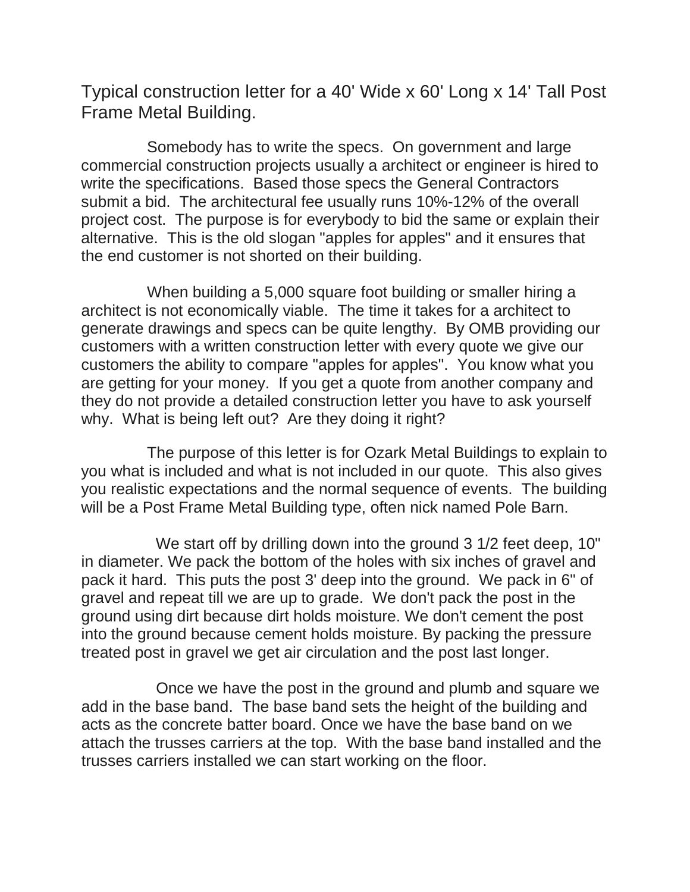# Typical construction letter for a 40' Wide x 60' Long x 14' Tall Post Frame Metal Building.

Somebody has to write the specs. On government and large commercial construction projects usually a architect or engineer is hired to write the specifications. Based those specs the General Contractors submit a bid. The architectural fee usually runs 10%-12% of the overall project cost. The purpose is for everybody to bid the same or explain their alternative. This is the old slogan "apples for apples" and it ensures that the end customer is not shorted on their building.

When building a 5,000 square foot building or smaller hiring a architect is not economically viable. The time it takes for a architect to generate drawings and specs can be quite lengthy. By OMB providing our customers with a written construction letter with every quote we give our customers the ability to compare "apples for apples". You know what you are getting for your money. If you get a quote from another company and they do not provide a detailed construction letter you have to ask yourself why. What is being left out? Are they doing it right?

The purpose of this letter is for Ozark Metal Buildings to explain to you what is included and what is not included in our quote. This also gives you realistic expectations and the normal sequence of events. The building will be a Post Frame Metal Building type, often nick named Pole Barn.

We start off by drilling down into the ground 3 1/2 feet deep, 10" in diameter. We pack the bottom of the holes with six inches of gravel and pack it hard. This puts the post 3' deep into the ground. We pack in 6" of gravel and repeat till we are up to grade. We don't pack the post in the ground using dirt because dirt holds moisture. We don't cement the post into the ground because cement holds moisture. By packing the pressure treated post in gravel we get air circulation and the post last longer.

Once we have the post in the ground and plumb and square we add in the base band. The base band sets the height of the building and acts as the concrete batter board. Once we have the base band on we attach the trusses carriers at the top. With the base band installed and the trusses carriers installed we can start working on the floor.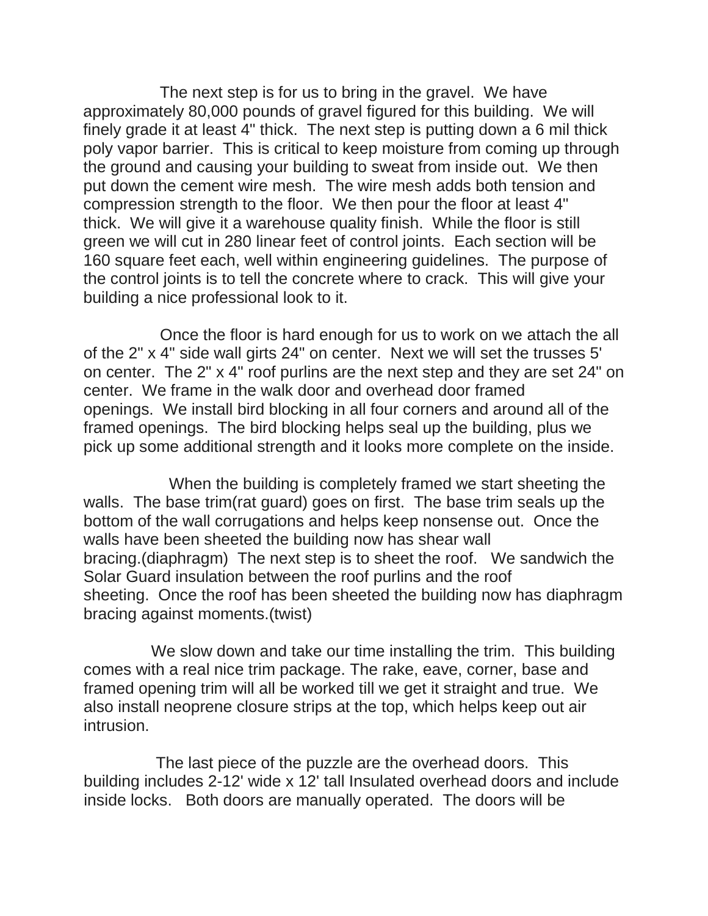The next step is for us to bring in the gravel. We have approximately 80,000 pounds of gravel figured for this building. We will finely grade it at least 4" thick. The next step is putting down a 6 mil thick poly vapor barrier. This is critical to keep moisture from coming up through the ground and causing your building to sweat from inside out. We then put down the cement wire mesh. The wire mesh adds both tension and compression strength to the floor. We then pour the floor at least 4" thick. We will give it a warehouse quality finish. While the floor is still green we will cut in 280 linear feet of control joints. Each section will be 160 square feet each, well within engineering guidelines. The purpose of the control joints is to tell the concrete where to crack. This will give your building a nice professional look to it.

Once the floor is hard enough for us to work on we attach the all of the 2" x 4" side wall girts 24" on center. Next we will set the trusses 5' on center. The 2" x 4" roof purlins are the next step and they are set 24" on center. We frame in the walk door and overhead door framed openings. We install bird blocking in all four corners and around all of the framed openings. The bird blocking helps seal up the building, plus we pick up some additional strength and it looks more complete on the inside.

When the building is completely framed we start sheeting the walls. The base trim(rat guard) goes on first. The base trim seals up the bottom of the wall corrugations and helps keep nonsense out. Once the walls have been sheeted the building now has shear wall bracing.(diaphragm) The next step is to sheet the roof. We sandwich the Solar Guard insulation between the roof purlins and the roof sheeting. Once the roof has been sheeted the building now has diaphragm bracing against moments.(twist)

We slow down and take our time installing the trim. This building comes with a real nice trim package. The rake, eave, corner, base and framed opening trim will all be worked till we get it straight and true. We also install neoprene closure strips at the top, which helps keep out air intrusion.

The last piece of the puzzle are the overhead doors. This building includes 2-12' wide x 12' tall Insulated overhead doors and include inside locks. Both doors are manually operated. The doors will be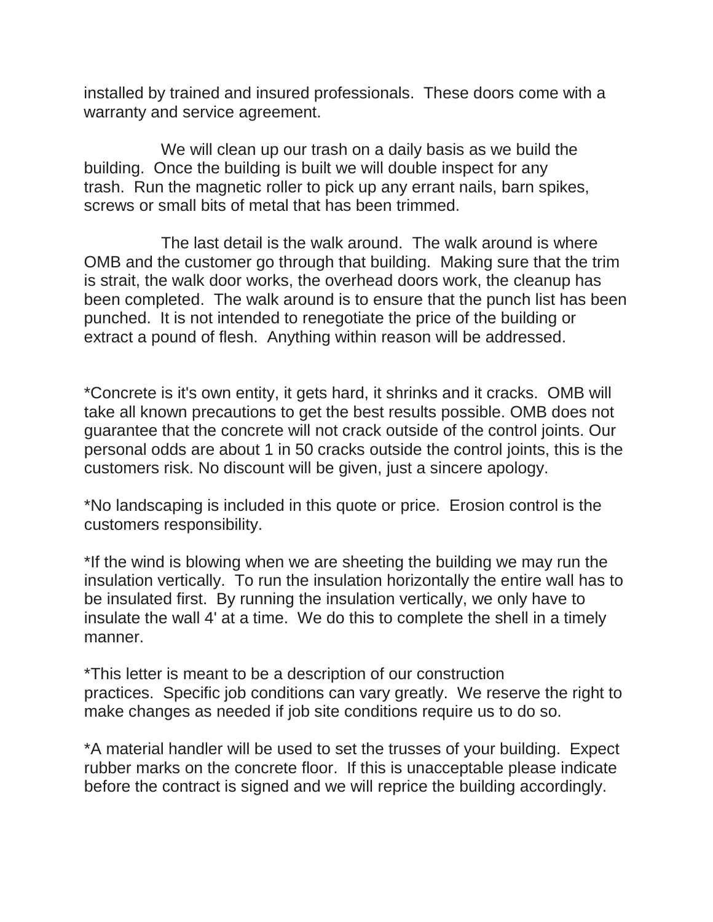installed by trained and insured professionals.  These doors come with a warranty and service agreement.

We will clean up our trash on a daily basis as we build the building.  Once the building is built we will double inspect for any trash.  Run the magnetic roller to pick up any errant nails, barn spikes, screws or small bits of metal that has been trimmed.

The last detail is the walk around.  The walk around is where OMB and the customer go through that building.  Making sure that the trim is strait, the walk door works, the overhead doors work, the cleanup has been completed.  The walk around is to ensure that the punch list has been punched.  It is not intended to renegotiate the price of the building or extract a pound of flesh.  Anything within reason will be addressed.

*Concrete is it's own entity, it gets hard, it shrinks and it cracks.  OMB will take all known precautions to get the best results possible. OMB does not guarantee that the concrete will not crack outside of the control joints. Our personal odds are about 1 in 50 cracks outside the control joints, this is the customers risk. No discount will be given, just a sincere apology.

*No landscaping is included in this quote or price.  Erosion control is the customers responsibility.

*If the wind is blowing when we are sheeting the building we may run the insulation vertically.  To run the insulation horizontally the entire wall has to be insulated first.  By running the insulation vertically, we only have to insulate the wall 4' at a time.  We do this to complete the shell in a timely manner.

*This letter is meant to be a description of our construction practices.  Specific job conditions can vary greatly.  We reserve the right to make changes as needed if job site conditions require us to do so.

*A material handler will be used to set the trusses of your building.  Expect rubber marks on the concrete floor.  If this is unacceptable please indicate before the contract is signed and we will reprice the building accordingly.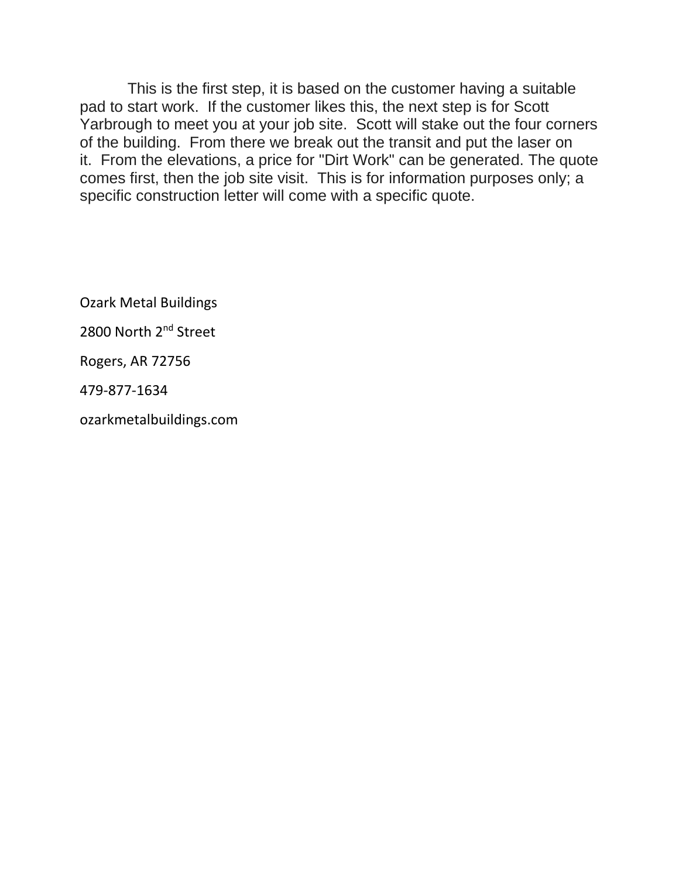This is the first step, it is based on the customer having a suitable pad to start work.  If the customer likes this, the next step is for Scott Yarbrough to meet you at your job site.  Scott will stake out the four corners of the building.  From there we break out the transit and put the laser on it.  From the elevations, a price for "Dirt Work" can be generated. The quote comes first, then the job site visit.  This is for information purposes only; a specific construction letter will come with a specific quote.

Ozark Metal Buildings

2800 North 2nd Street

Rogers, AR 72756

479-877-1634

ozarkmetalbuildings.com